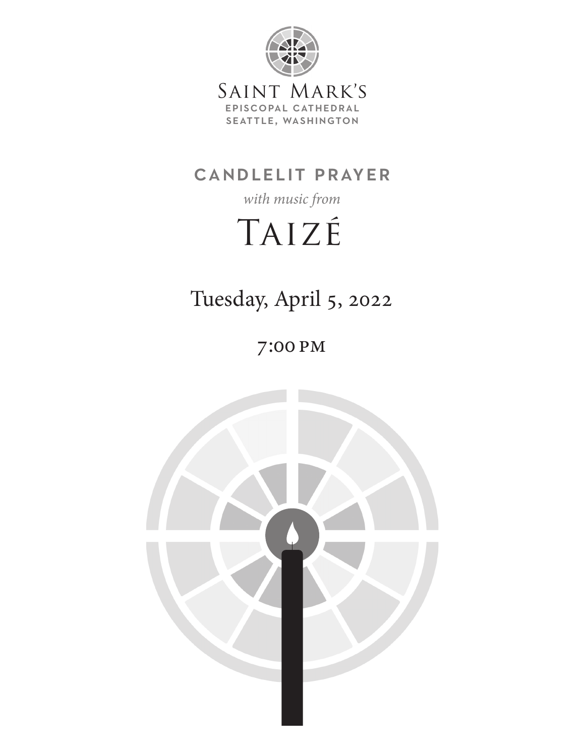Saint Mark's
**EPISCOPAL CATHEDRAL**
**SEATTLE, WASHINGTON**

## CANDLELIT PRAYER

*with music from*

# Taizé

Tuesday, April 5, 2022

7:00 PM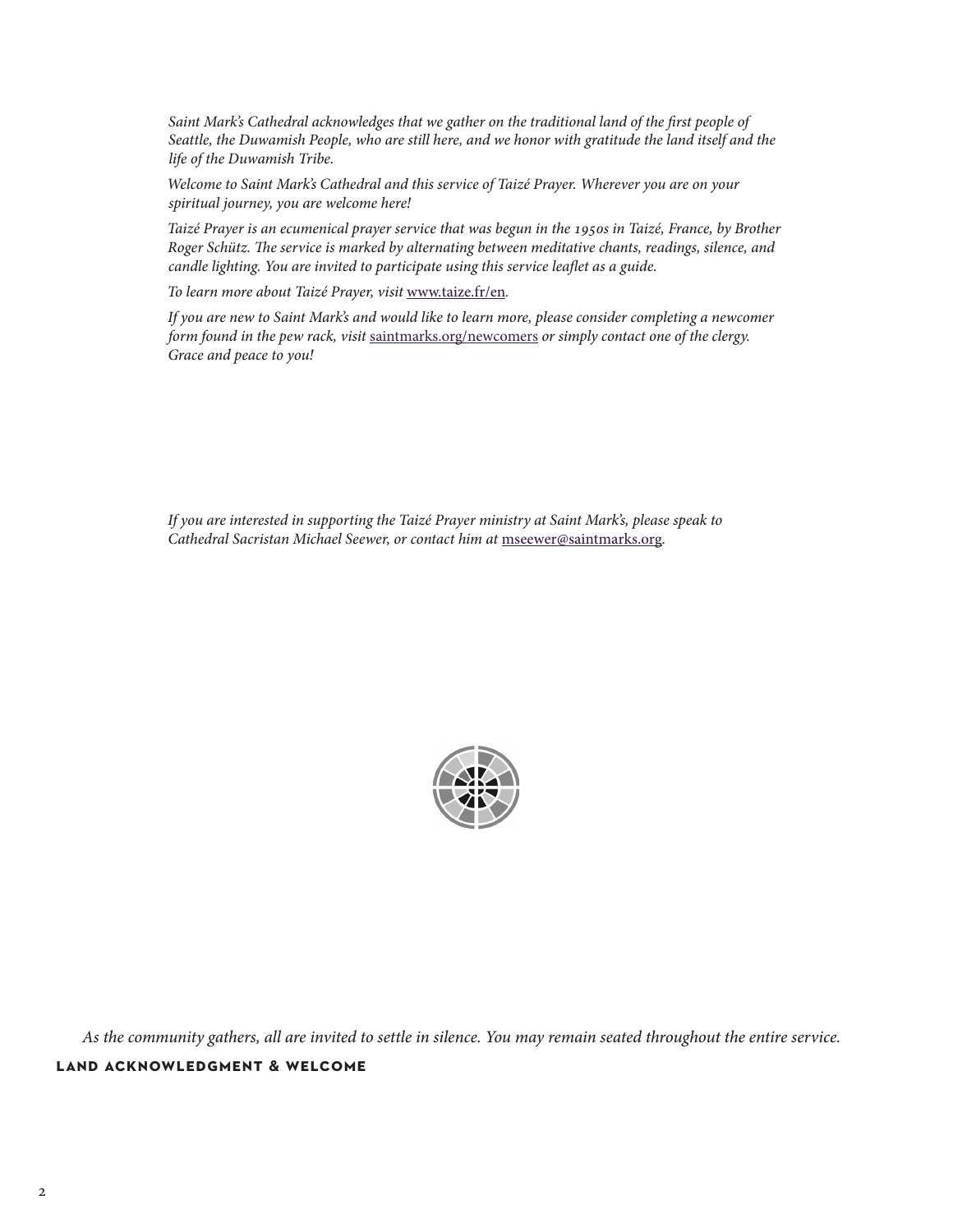*Saint Mark's Cathedral acknowledges that we gather on the traditional land of the first people of Seattle, the Duwamish People, who are still here, and we honor with gratitude the land itself and the life of the Duwamish Tribe.*

*Welcome to Saint Mark's Cathedral and this service of Taizé Prayer. Wherever you are on your spiritual journey, you are welcome here!*

*Taizé Prayer is an ecumenical prayer service that was begun in the 1950s in Taizé, France, by Brother Roger Schütz. The service is marked by alternating between meditative chants, readings, silence, and candle lighting. You are invited to participate using this service leaflet as a guide.*

*To learn more about Taizé Prayer, visit* www.taize.fr/en.

*If you are new to Saint Mark's and would like to learn more, please consider completing a newcomer form found in the pew rack, visit* saintmarks.org/newcomers *or simply contact one of the clergy. Grace and peace to you!*

*If you are interested in supporting the Taizé Prayer ministry at Saint Mark's, please speak to Cathedral Sacristan Michael Seewer, or contact him at* mseewer@saintmarks.org.

*As the community gathers, all are invited to settle in silence. You may remain seated throughout the entire service.*

## LAND ACKNOWLEDGMENT & WELCOME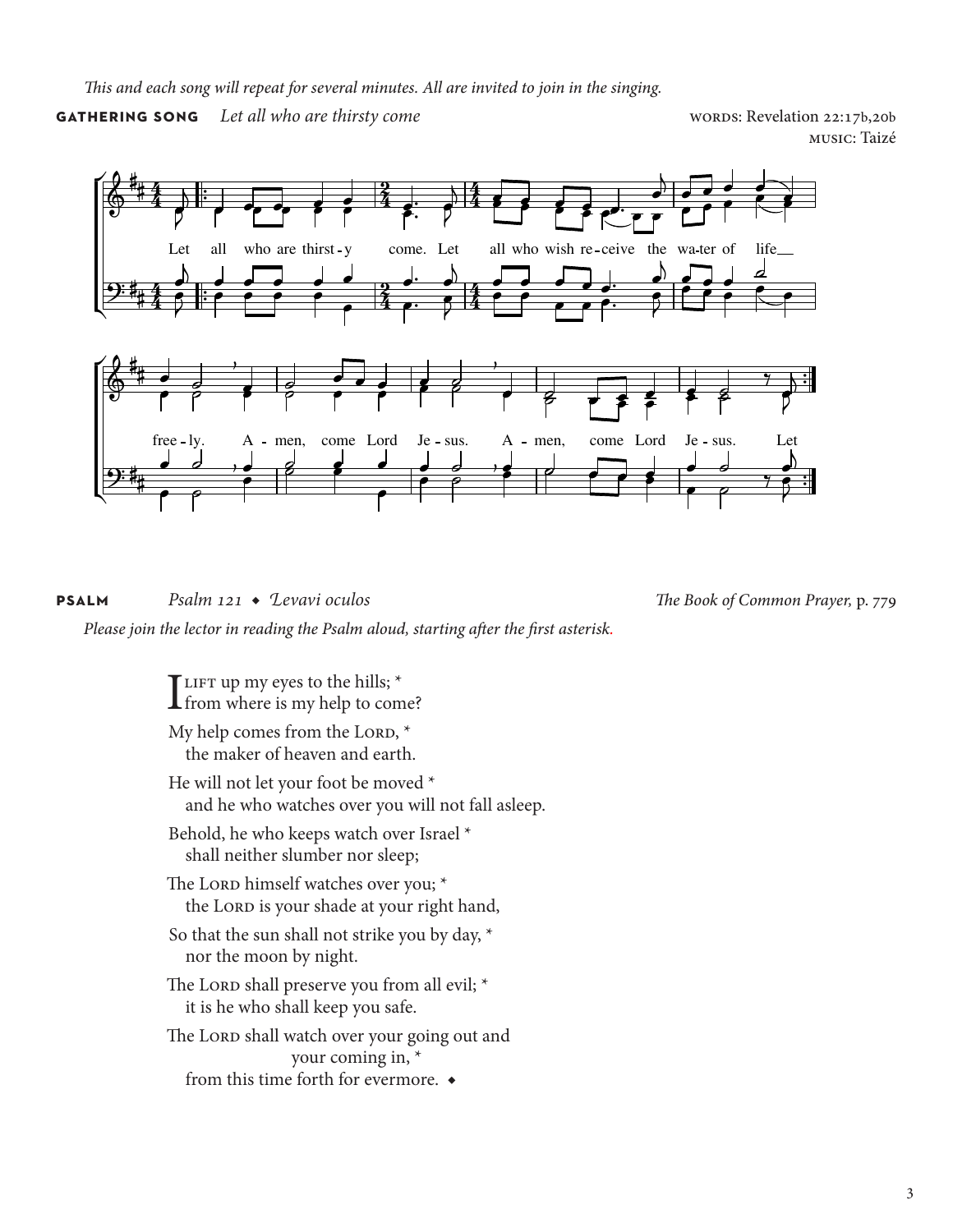*This and each song will repeat for several minutes. All are invited to join in the singing.*

**GATHERING SONG** *Let all who are thirsty come*

WORDS: Revelation 22:17b,20b
MUSIC: Taizé

Let all who are thirst-y come. Let all who wish re-ceive the wa-ter of life free-ly. A-men, come Lord Je-sus. A-men, come Lord Je-sus. Let

**PSALM** *Psalm 121 ◆ Levavi oculos*

*The Book of Common Prayer,* p. 779

*Please join the lector in reading the Psalm aloud, starting after the first asterisk.*

I LIFT up my eyes to the hills; *
from where is my help to come?

My help comes from the LORD, *
the maker of heaven and earth.

He will not let your foot be moved *
and he who watches over you will not fall asleep.

Behold, he who keeps watch over Israel *
shall neither slumber nor sleep;

The LORD himself watches over you; *
the LORD is your shade at your right hand,

So that the sun shall not strike you by day, *
nor the moon by night.

The LORD shall preserve you from all evil; *
it is he who shall keep you safe.

The LORD shall watch over your going out and
your coming in, *
from this time forth for evermore. ◆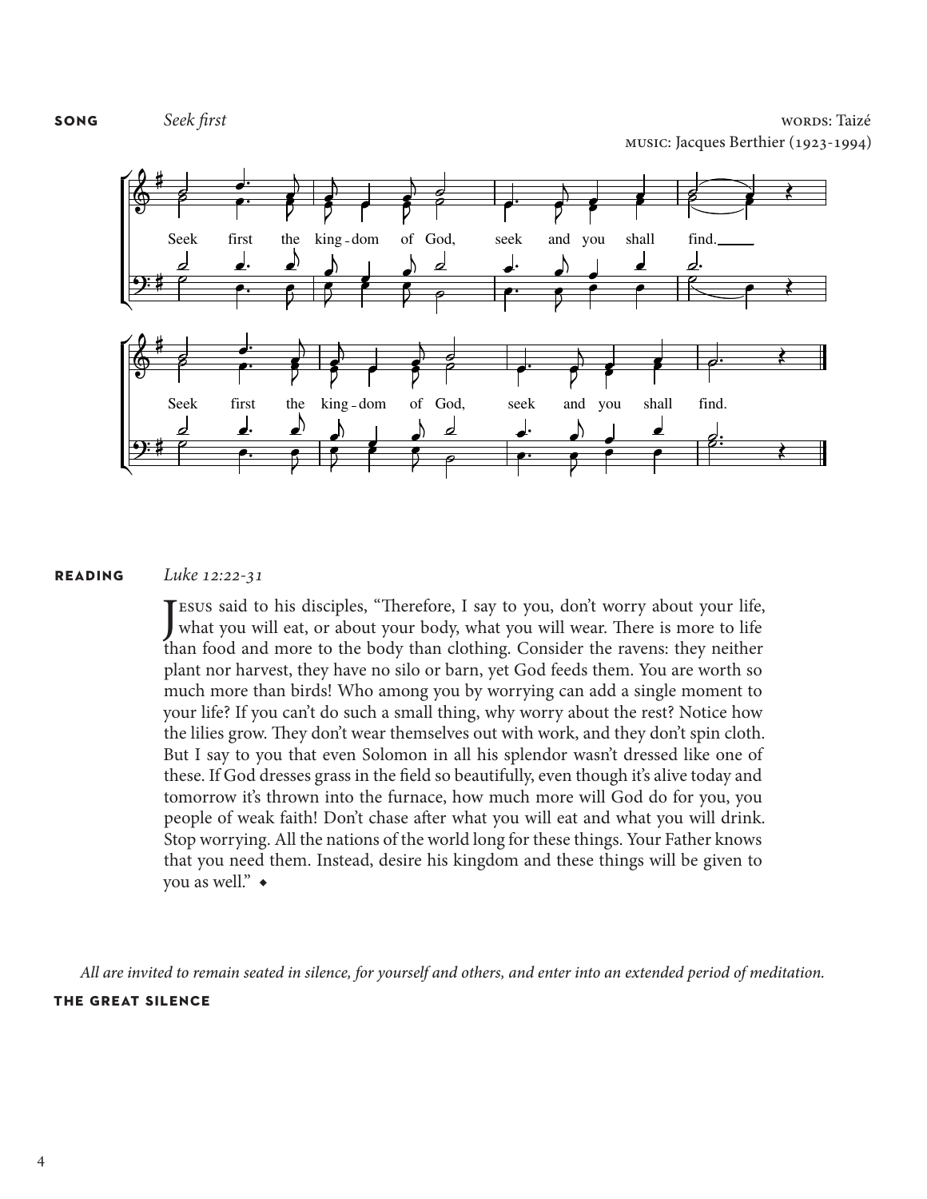**SONG** *Seek first*

WORDS: Taizé
MUSIC: Jacques Berthier (1923-1994)

Seek first the king-dom of God, seek and you shall find.

Seek first the king-dom of God, seek and you shall find.

**READING** *Luke 12:22-31*

Jesus said to his disciples, "Therefore, I say to you, don't worry about your life, what you will eat, or about your body, what you will wear. There is more to life than food and more to the body than clothing. Consider the ravens: they neither plant nor harvest, they have no silo or barn, yet God feeds them. You are worth so much more than birds! Who among you by worrying can add a single moment to your life? If you can't do such a small thing, why worry about the rest? Notice how the lilies grow. They don't wear themselves out with work, and they don't spin cloth. But I say to you that even Solomon in all his splendor wasn't dressed like one of these. If God dresses grass in the field so beautifully, even though it's alive today and tomorrow it's thrown into the furnace, how much more will God do for you, you people of weak faith! Don't chase after what you will eat and what you will drink. Stop worrying. All the nations of the world long for these things. Your Father knows that you need them. Instead, desire his kingdom and these things will be given to you as well." ◆

*All are invited to remain seated in silence, for yourself and others, and enter into an extended period of meditation.*

**THE GREAT SILENCE**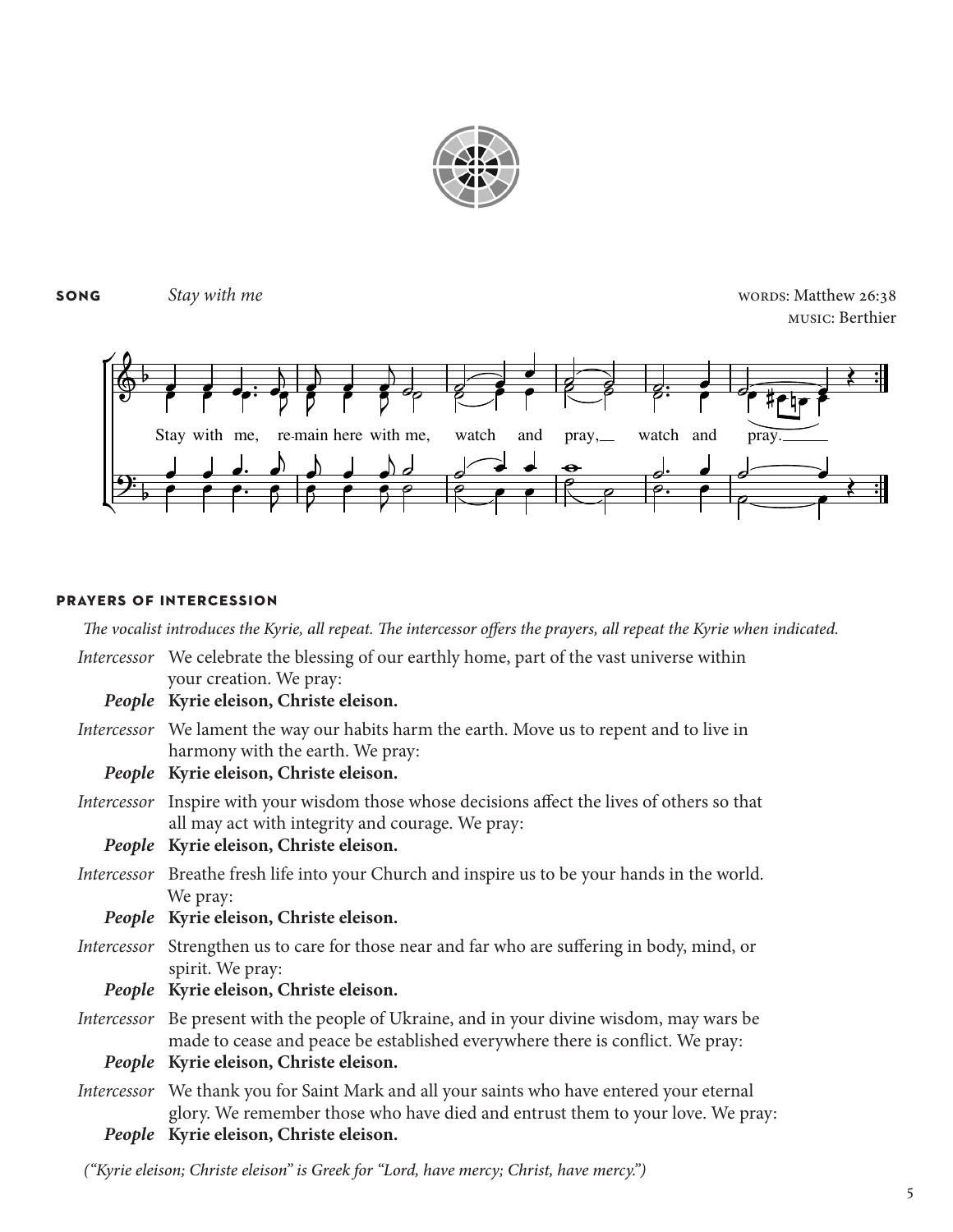**SONG** *Stay with me*

WORDS: Matthew 26:38
MUSIC: Berthier

Stay with me, re-main here with me, watch and pray, watch and pray.

**PRAYERS OF INTERCESSION**

*The vocalist introduces the Kyrie, all repeat. The intercessor offers the prayers, all repeat the Kyrie when indicated.*

*Intercessor* We celebrate the blessing of our earthly home, part of the vast universe within your creation. We pray:

***People*** **Kyrie eleison, Christe eleison.**

*Intercessor* We lament the way our habits harm the earth. Move us to repent and to live in harmony with the earth. We pray:

***People*** **Kyrie eleison, Christe eleison.**

*Intercessor* Inspire with your wisdom those whose decisions affect the lives of others so that all may act with integrity and courage. We pray:

***People*** **Kyrie eleison, Christe eleison.**

*Intercessor* Breathe fresh life into your Church and inspire us to be your hands in the world. We pray:

***People*** **Kyrie eleison, Christe eleison.**

*Intercessor* Strengthen us to care for those near and far who are suffering in body, mind, or spirit. We pray:

***People*** **Kyrie eleison, Christe eleison.**

*Intercessor* Be present with the people of Ukraine, and in your divine wisdom, may wars be made to cease and peace be established everywhere there is conflict. We pray:

***People*** **Kyrie eleison, Christe eleison.**

*Intercessor* We thank you for Saint Mark and all your saints who have entered your eternal glory. We remember those who have died and entrust them to your love. We pray:

***People*** **Kyrie eleison, Christe eleison.**

*("Kyrie eleison; Christe eleison" is Greek for "Lord, have mercy; Christ, have mercy.")*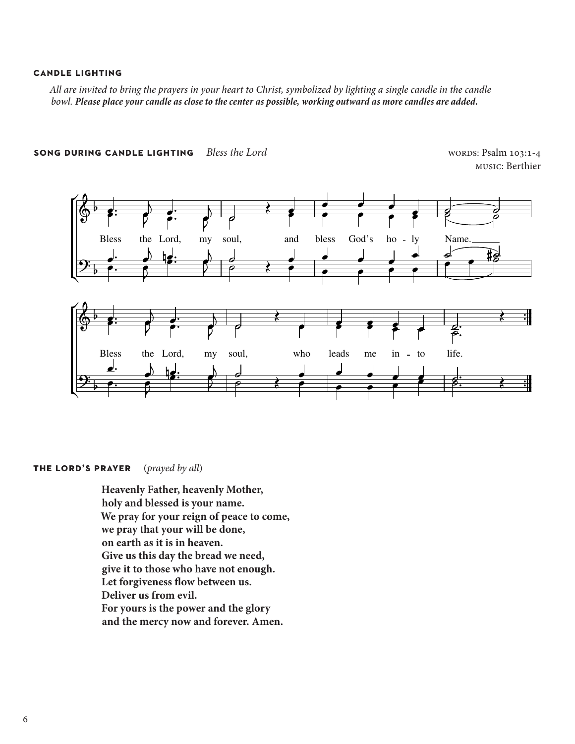## CANDLE LIGHTING

*All are invited to bring the prayers in your heart to Christ, symbolized by lighting a single candle in the candle bowl.* ***Please place your candle as close to the center as possible, working outward as more candles are added.***

## SONG DURING CANDLE LIGHTING *Bless the Lord*

WORDS: Psalm 103:1-4
MUSIC: Berthier

Bless the Lord, my soul, and bless God's ho - ly Name.

Bless the Lord, my soul, who leads me in - to life.

## THE LORD'S PRAYER (*prayed by all*)

**Heavenly Father, heavenly Mother,**
**holy and blessed is your name.**
**We pray for your reign of peace to come,**
**we pray that your will be done,**
**on earth as it is in heaven.**
**Give us this day the bread we need,**
**give it to those who have not enough.**
**Let forgiveness flow between us.**
**Deliver us from evil.**
**For yours is the power and the glory**
**and the mercy now and forever. Amen.**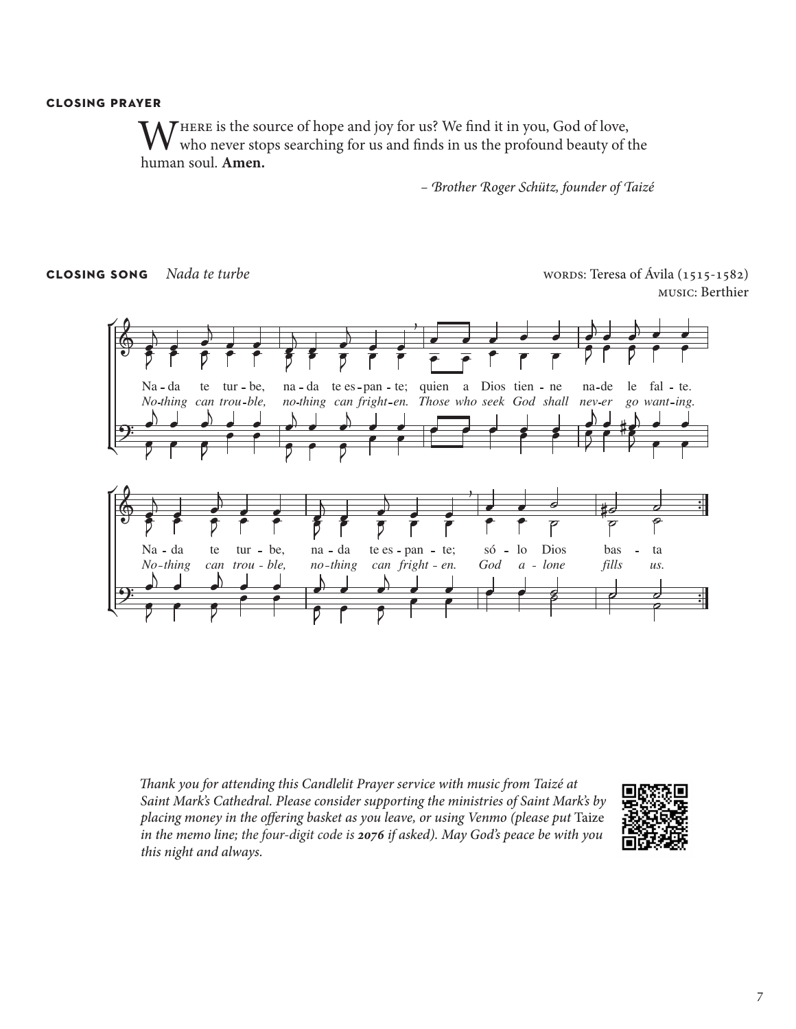#### CLOSING PRAYER

Where is the source of hope and joy for us? We find it in you, God of love, who never stops searching for us and finds in us the profound beauty of the human soul. **Amen.**

*– Brother Roger Schütz, founder of Taizé*

#### CLOSING SONG *Nada te turbe*

WORDS: Teresa of Ávila (1515-1582)
MUSIC: Berthier

Na-da te tur-be, na-da te es-pan-te; quien a Dios tien-ne na-de le fal-te.
*No-thing can trou-ble, no-thing can fright-en. Those who seek God shall nev-er go want-ing.*

Na-da te tur-be, na-da te es-pan-te; só-lo Dios bas-ta
*No-thing can trou-ble, no-thing can fright-en. God a-lone fills us.*

*Thank you for attending this Candlelit Prayer service with music from Taizé at Saint Mark's Cathedral. Please consider supporting the ministries of Saint Mark's by placing money in the offering basket as you leave, or using Venmo (please put* Taize *in the memo line; the four-digit code is* ***2076*** *if asked). May God's peace be with you this night and always.*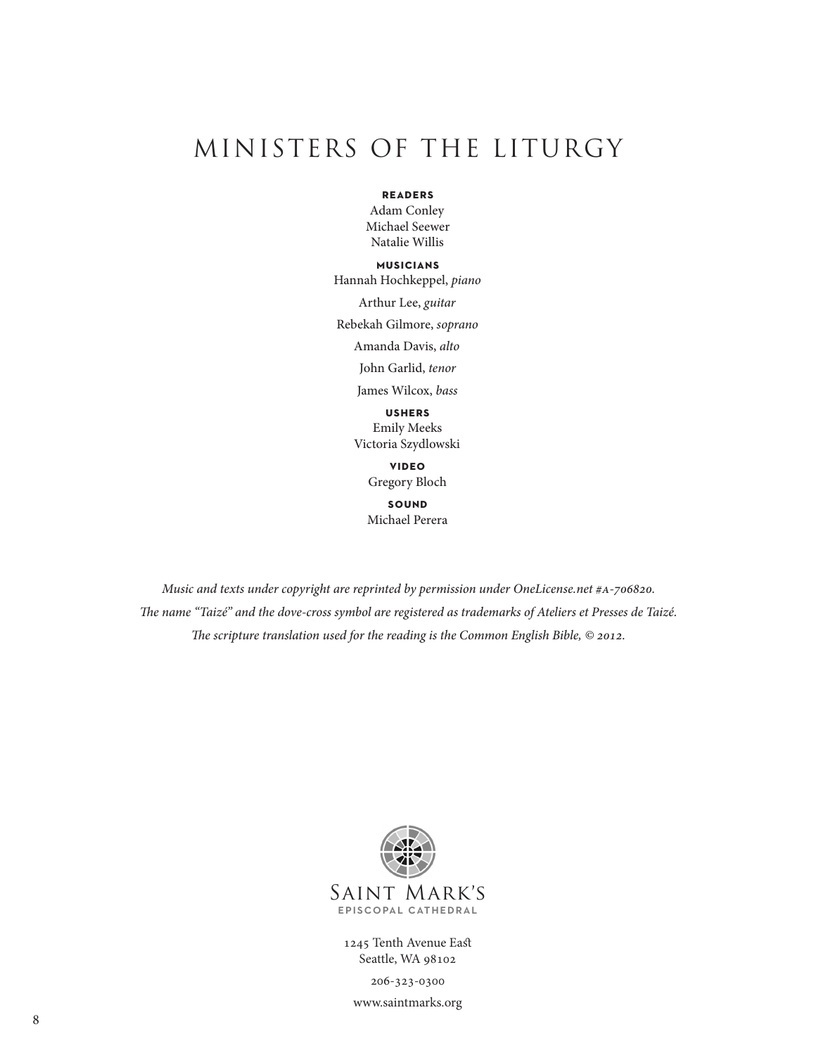# MINISTERS OF THE LITURGY

**READERS**

Adam Conley
Michael Seewer
Natalie Willis

**MUSICIANS**

Hannah Hochkeppel, *piano*

Arthur Lee, *guitar*

Rebekah Gilmore, *soprano*

Amanda Davis, *alto*

John Garlid, *tenor*

James Wilcox, *bass*

**USHERS**

Emily Meeks
Victoria Szydlowski

**VIDEO**

Gregory Bloch

**SOUND**

Michael Perera

*Music and texts under copyright are reprinted by permission under OneLicense.net #A-706820.*
*The name "Taizé" and the dove-cross symbol are registered as trademarks of Ateliers et Presses de Taizé.*
*The scripture translation used for the reading is the Common English Bible, © 2012.*

SAINT MARK'S
EPISCOPAL CATHEDRAL

1245 Tenth Avenue East
Seattle, WA 98102

206-323-0300

www.saintmarks.org